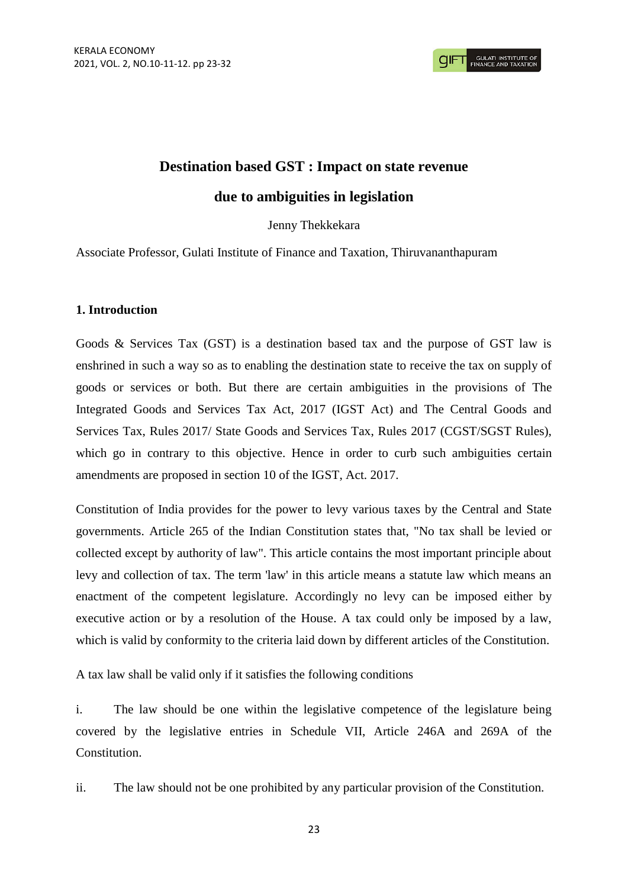# Destination based GST : Impact on state revenue due to ambiguities in legislation

Jenny Thekkekara

Associate Professor, Gulati Institute of Finance and Taxation, Thiruvananthapuram

## 1. Introduction

Goods & Services Tax (GST) is a destination based tax and the purpose of GST law is enshrined in such a way so as to enabling the destination state to receive the tax on supply of goods or services or both. But there are certain ambiguities in the provisions of The Integrated Goods and Services Tax Act, 2017 (IGST Act) and The Central Goods and Services Tax, Rules 2017/ State Goods and Services Tax, Rules 2017 (CGST/SGST Rules), which go in contrary to this objective. Hence in order to curb such ambiguities certain amendments are proposed in section 10 of the IGST, Act. 2017.

Constitution of India provides for the power to levy various taxes by the Central and State governments. Article 265 of the Indian Constitution states that, "No tax shall be levied or collected except by authority of law". This article contains the most important principle about levy and collection of tax. The term 'law' in this article means a statute law which means an enactment of the competent legislature. Accordingly no levy can be imposed either by executive action or by a resolution of the House. A tax could only be imposed by a law, which is valid by conformity to the criteria laid down by different articles of the Constitution.

A tax law shall be valid only if it satisfies the following conditions

i. The law should be one within the legislative competence of the legislature being covered by the legislative entries in Schedule VII, Article 246A and 269A of the Constitution.

ii. The law should not be one prohibited by any particular provision of the Constitution.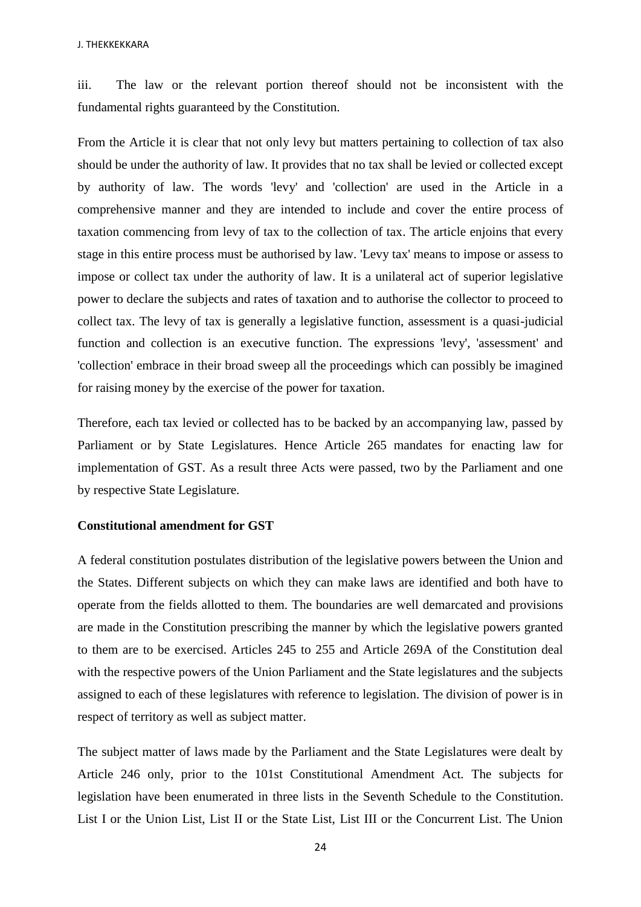iii. The law or the relevant portion thereof should not be inconsistent with the fundamental rights guaranteed by the Constitution.

From the Article it is clear that not only levy but matters pertaining to collection of tax also should be under the authority of law. It provides that no tax shall be levied or collected except by authority of law. The words 'levy' and 'collection' are used in the Article in a comprehensive manner and they are intended to include and cover the entire process of taxation commencing from levy of tax to the collection of tax. The article enjoins that every stage in this entire process must be authorised by law. 'Levy tax' means to impose or assess to impose or collect tax under the authority of law. It is a unilateral act of superior legislative power to declare the subjects and rates of taxation and to authorise the collector to proceed to collect tax. The levy of tax is generally a legislative function, assessment is a quasi-judicial function and collection is an executive function. The expressions 'levy', 'assessment' and 'collection' embrace in their broad sweep all the proceedings which can possibly be imagined for raising money by the exercise of the power for taxation.

Therefore, each tax levied or collected has to be backed by an accompanying law, passed by Parliament or by State Legislatures. Hence Article 265 mandates for enacting law for implementation of GST. As a result three Acts were passed, two by the Parliament and one by respective State Legislature.

**Constitutional amendment for GST**

A federal constitution postulates distribution of the legislative powers between the Union and the States. Different subjects on which they can make laws are identified and both have to operate from the fields allotted to them. The boundaries are well demarcated and provisions are made in the Constitution prescribing the manner by which the legislative powers granted to them are to be exercised. Articles 245 to 255 and Article 269A of the Constitution deal with the respective powers of the Union Parliament and the State legislatures and the subjects assigned to each of these legislatures with reference to legislation. The division of power is in respect of territory as well as subject matter.

The subject matter of laws made by the Parliament and the State Legislatures were dealt by Article 246 only, prior to the 101st Constitutional Amendment Act. The subjects for legislation have been enumerated in three lists in the Seventh Schedule to the Constitution. List I or the Union List, List II or the State List, List III or the Concurrent List. The Union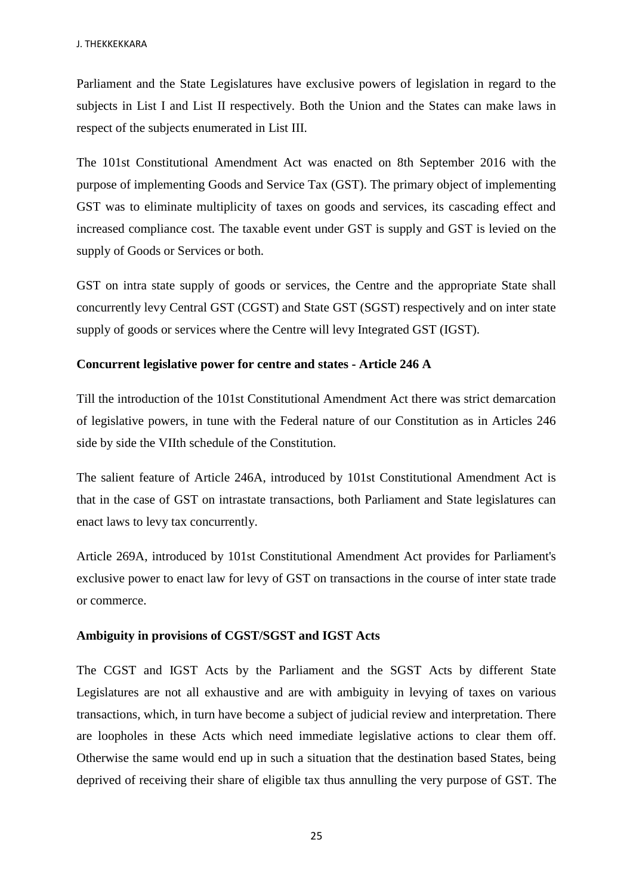Parliament and the State Legislatures have exclusive powers of legislation in regard to the subjects in List I and List II respectively. Both the Union and the States can make laws in respect of the subjects enumerated in List III.

The 101st Constitutional Amendment Act was enacted on 8th September 2016 with the purpose of implementing Goods and Service Tax (GST). The primary object of implementing GST was to eliminate multiplicity of taxes on goods and services, its cascading effect and increased compliance cost. The taxable event under GST is supply and GST is levied on the supply of Goods or Services or both.

GST on intra state supply of goods or services, the Centre and the appropriate State shall concurrently levy Central GST (CGST) and State GST (SGST) respectively and on inter state supply of goods or services where the Centre will levy Integrated GST (IGST).

**Concurrent legislative power for centre and states - Article 246 A**

Till the introduction of the 101st Constitutional Amendment Act there was strict demarcation of legislative powers, in tune with the Federal nature of our Constitution as in Articles 246 side by side the VIIth schedule of the Constitution.

The salient feature of Article 246A, introduced by 101st Constitutional Amendment Act is that in the case of GST on intrastate transactions, both Parliament and State legislatures can enact laws to levy tax concurrently.

Article 269A, introduced by 101st Constitutional Amendment Act provides for Parliament's exclusive power to enact law for levy of GST on transactions in the course of inter state trade or commerce.

**Ambiguity in provisions of CGST/SGST and IGST Acts**

The CGST and IGST Acts by the Parliament and the SGST Acts by different State Legislatures are not all exhaustive and are with ambiguity in levying of taxes on various transactions, which, in turn have become a subject of judicial review and interpretation. There are loopholes in these Acts which need immediate legislative actions to clear them off. Otherwise the same would end up in such a situation that the destination based States, being deprived of receiving their share of eligible tax thus annulling the very purpose of GST. The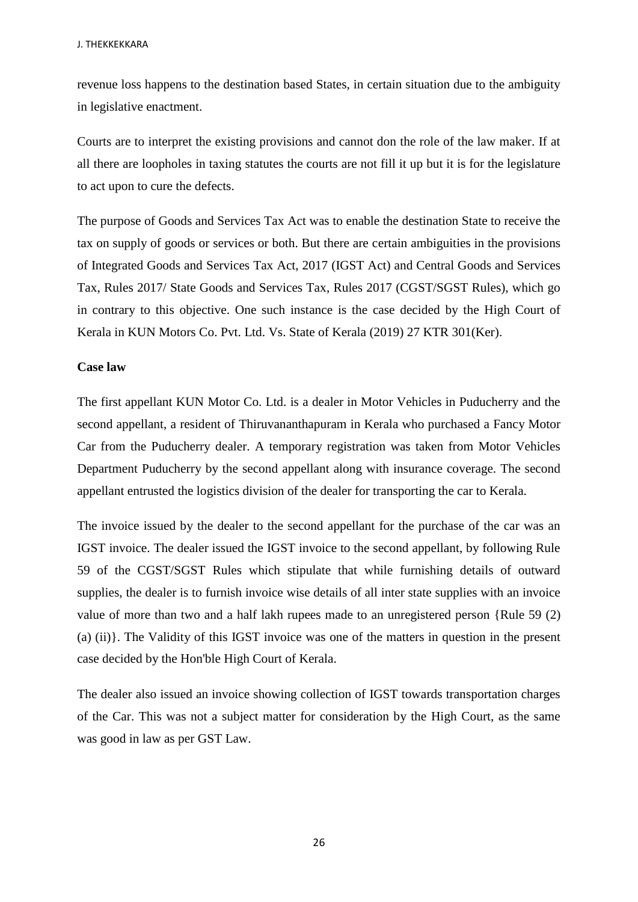revenue loss happens to the destination based States, in certain situation due to the ambiguity in legislative enactment.

Courts are to interpret the existing provisions and cannot don the role of the law maker. If at all there are loopholes in taxing statutes the courts are not fill it up but it is for the legislature to act upon to cure the defects.

The purpose of Goods and Services Tax Act was to enable the destination State to receive the tax on supply of goods or services or both. But there are certain ambiguities in the provisions of Integrated Goods and Services Tax Act, 2017 (IGST Act) and Central Goods and Services Tax, Rules 2017/ State Goods and Services Tax, Rules 2017 (CGST/SGST Rules), which go in contrary to this objective. One such instance is the case decided by the High Court of Kerala in KUN Motors Co. Pvt. Ltd. Vs. State of Kerala (2019) 27 KTR 301(Ker).

**Case law**

The first appellant KUN Motor Co. Ltd. is a dealer in Motor Vehicles in Puducherry and the second appellant, a resident of Thiruvananthapuram in Kerala who purchased a Fancy Motor Car from the Puducherry dealer. A temporary registration was taken from Motor Vehicles Department Puducherry by the second appellant along with insurance coverage. The second appellant entrusted the logistics division of the dealer for transporting the car to Kerala.

The invoice issued by the dealer to the second appellant for the purchase of the car was an IGST invoice. The dealer issued the IGST invoice to the second appellant, by following Rule 59 of the CGST/SGST Rules which stipulate that while furnishing details of outward supplies, the dealer is to furnish invoice wise details of all inter state supplies with an invoice value of more than two and a half lakh rupees made to an unregistered person {Rule 59 (2) (a) (ii)}. The Validity of this IGST invoice was one of the matters in question in the present case decided by the Hon'ble High Court of Kerala.

The dealer also issued an invoice showing collection of IGST towards transportation charges of the Car. This was not a subject matter for consideration by the High Court, as the same was good in law as per GST Law.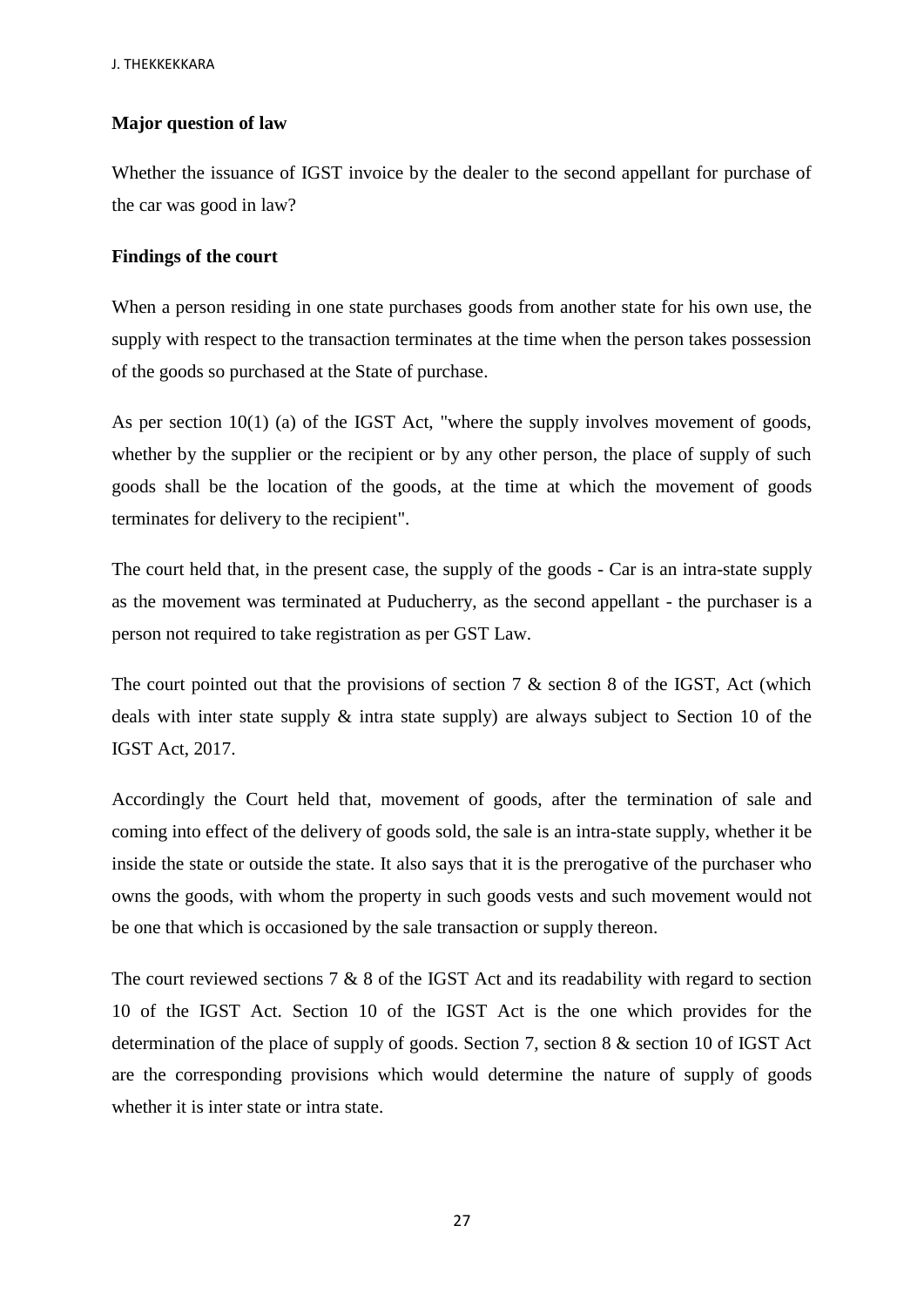**Major question of law**

Whether the issuance of IGST invoice by the dealer to the second appellant for purchase of the car was good in law?

**Findings of the court**

When a person residing in one state purchases goods from another state for his own use, the supply with respect to the transaction terminates at the time when the person takes possession of the goods so purchased at the State of purchase.

As per section 10(1) (a) of the IGST Act, "where the supply involves movement of goods, whether by the supplier or the recipient or by any other person, the place of supply of such goods shall be the location of the goods, at the time at which the movement of goods terminates for delivery to the recipient".

The court held that, in the present case, the supply of the goods - Car is an intra-state supply as the movement was terminated at Puducherry, as the second appellant - the purchaser is a person not required to take registration as per GST Law.

The court pointed out that the provisions of section 7 & section 8 of the IGST, Act (which deals with inter state supply & intra state supply) are always subject to Section 10 of the IGST Act, 2017.

Accordingly the Court held that, movement of goods, after the termination of sale and coming into effect of the delivery of goods sold, the sale is an intra-state supply, whether it be inside the state or outside the state. It also says that it is the prerogative of the purchaser who owns the goods, with whom the property in such goods vests and such movement would not be one that which is occasioned by the sale transaction or supply thereon.

The court reviewed sections 7 & 8 of the IGST Act and its readability with regard to section 10 of the IGST Act. Section 10 of the IGST Act is the one which provides for the determination of the place of supply of goods. Section 7, section 8 & section 10 of IGST Act are the corresponding provisions which would determine the nature of supply of goods whether it is inter state or intra state.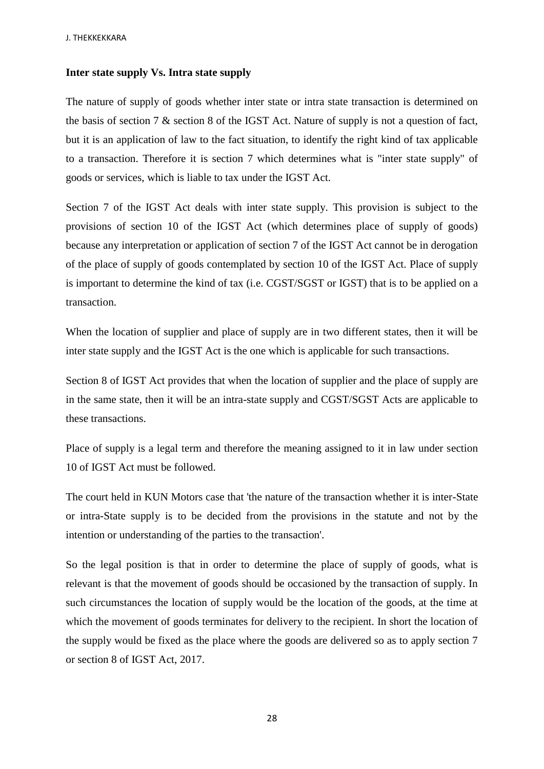**Inter state supply Vs. Intra state supply**

The nature of supply of goods whether inter state or intra state transaction is determined on the basis of section 7 & section 8 of the IGST Act. Nature of supply is not a question of fact, but it is an application of law to the fact situation, to identify the right kind of tax applicable to a transaction. Therefore it is section 7 which determines what is "inter state supply" of goods or services, which is liable to tax under the IGST Act.

Section 7 of the IGST Act deals with inter state supply. This provision is subject to the provisions of section 10 of the IGST Act (which determines place of supply of goods) because any interpretation or application of section 7 of the IGST Act cannot be in derogation of the place of supply of goods contemplated by section 10 of the IGST Act. Place of supply is important to determine the kind of tax (i.e. CGST/SGST or IGST) that is to be applied on a transaction.

When the location of supplier and place of supply are in two different states, then it will be inter state supply and the IGST Act is the one which is applicable for such transactions.

Section 8 of IGST Act provides that when the location of supplier and the place of supply are in the same state, then it will be an intra-state supply and CGST/SGST Acts are applicable to these transactions.

Place of supply is a legal term and therefore the meaning assigned to it in law under section 10 of IGST Act must be followed.

The court held in KUN Motors case that 'the nature of the transaction whether it is inter-State or intra-State supply is to be decided from the provisions in the statute and not by the intention or understanding of the parties to the transaction'.

So the legal position is that in order to determine the place of supply of goods, what is relevant is that the movement of goods should be occasioned by the transaction of supply. In such circumstances the location of supply would be the location of the goods, at the time at which the movement of goods terminates for delivery to the recipient. In short the location of the supply would be fixed as the place where the goods are delivered so as to apply section 7 or section 8 of IGST Act, 2017.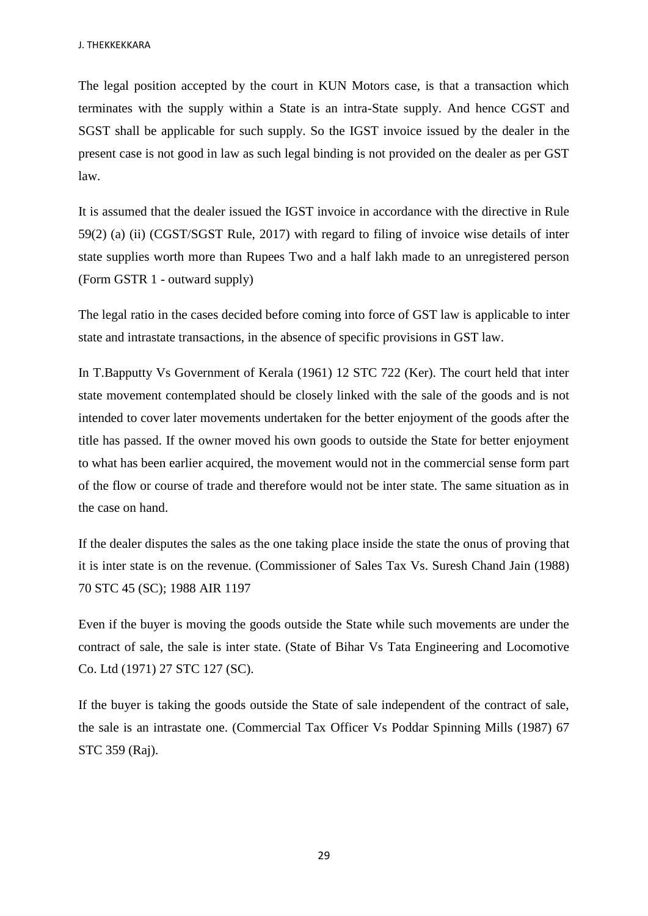The legal position accepted by the court in KUN Motors case, is that a transaction which terminates with the supply within a State is an intra-State supply. And hence CGST and SGST shall be applicable for such supply. So the IGST invoice issued by the dealer in the present case is not good in law as such legal binding is not provided on the dealer as per GST law.

It is assumed that the dealer issued the IGST invoice in accordance with the directive in Rule 59(2) (a) (ii) (CGST/SGST Rule, 2017) with regard to filing of invoice wise details of inter state supplies worth more than Rupees Two and a half lakh made to an unregistered person (Form GSTR 1 - outward supply)

The legal ratio in the cases decided before coming into force of GST law is applicable to inter state and intrastate transactions, in the absence of specific provisions in GST law.

In T.Bapputty Vs Government of Kerala (1961) 12 STC 722 (Ker). The court held that inter state movement contemplated should be closely linked with the sale of the goods and is not intended to cover later movements undertaken for the better enjoyment of the goods after the title has passed. If the owner moved his own goods to outside the State for better enjoyment to what has been earlier acquired, the movement would not in the commercial sense form part of the flow or course of trade and therefore would not be inter state. The same situation as in the case on hand.

If the dealer disputes the sales as the one taking place inside the state the onus of proving that it is inter state is on the revenue. (Commissioner of Sales Tax Vs. Suresh Chand Jain (1988) 70 STC 45 (SC); 1988 AIR 1197

Even if the buyer is moving the goods outside the State while such movements are under the contract of sale, the sale is inter state. (State of Bihar Vs Tata Engineering and Locomotive Co. Ltd (1971) 27 STC 127 (SC).

If the buyer is taking the goods outside the State of sale independent of the contract of sale, the sale is an intrastate one. (Commercial Tax Officer Vs Poddar Spinning Mills (1987) 67 STC 359 (Raj).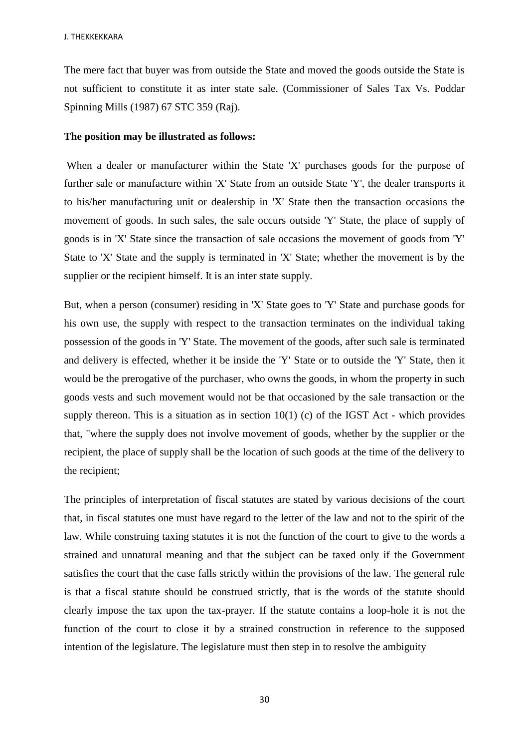The mere fact that buyer was from outside the State and moved the goods outside the State is not sufficient to constitute it as inter state sale. (Commissioner of Sales Tax Vs. Poddar Spinning Mills (1987) 67 STC 359 (Raj).

**The position may be illustrated as follows:**

When a dealer or manufacturer within the State 'X' purchases goods for the purpose of further sale or manufacture within 'X' State from an outside State 'Y', the dealer transports it to his/her manufacturing unit or dealership in 'X' State then the transaction occasions the movement of goods. In such sales, the sale occurs outside 'Y' State, the place of supply of goods is in 'X' State since the transaction of sale occasions the movement of goods from 'Y' State to 'X' State and the supply is terminated in 'X' State; whether the movement is by the supplier or the recipient himself. It is an inter state supply.

But, when a person (consumer) residing in 'X' State goes to 'Y' State and purchase goods for his own use, the supply with respect to the transaction terminates on the individual taking possession of the goods in 'Y' State. The movement of the goods, after such sale is terminated and delivery is effected, whether it be inside the 'Y' State or to outside the 'Y' State, then it would be the prerogative of the purchaser, who owns the goods, in whom the property in such goods vests and such movement would not be that occasioned by the sale transaction or the supply thereon. This is a situation as in section 10(1) (c) of the IGST Act - which provides that, "where the supply does not involve movement of goods, whether by the supplier or the recipient, the place of supply shall be the location of such goods at the time of the delivery to the recipient;

The principles of interpretation of fiscal statutes are stated by various decisions of the court that, in fiscal statutes one must have regard to the letter of the law and not to the spirit of the law. While construing taxing statutes it is not the function of the court to give to the words a strained and unnatural meaning and that the subject can be taxed only if the Government satisfies the court that the case falls strictly within the provisions of the law. The general rule is that a fiscal statute should be construed strictly, that is the words of the statute should clearly impose the tax upon the tax-prayer. If the statute contains a loop-hole it is not the function of the court to close it by a strained construction in reference to the supposed intention of the legislature. The legislature must then step in to resolve the ambiguity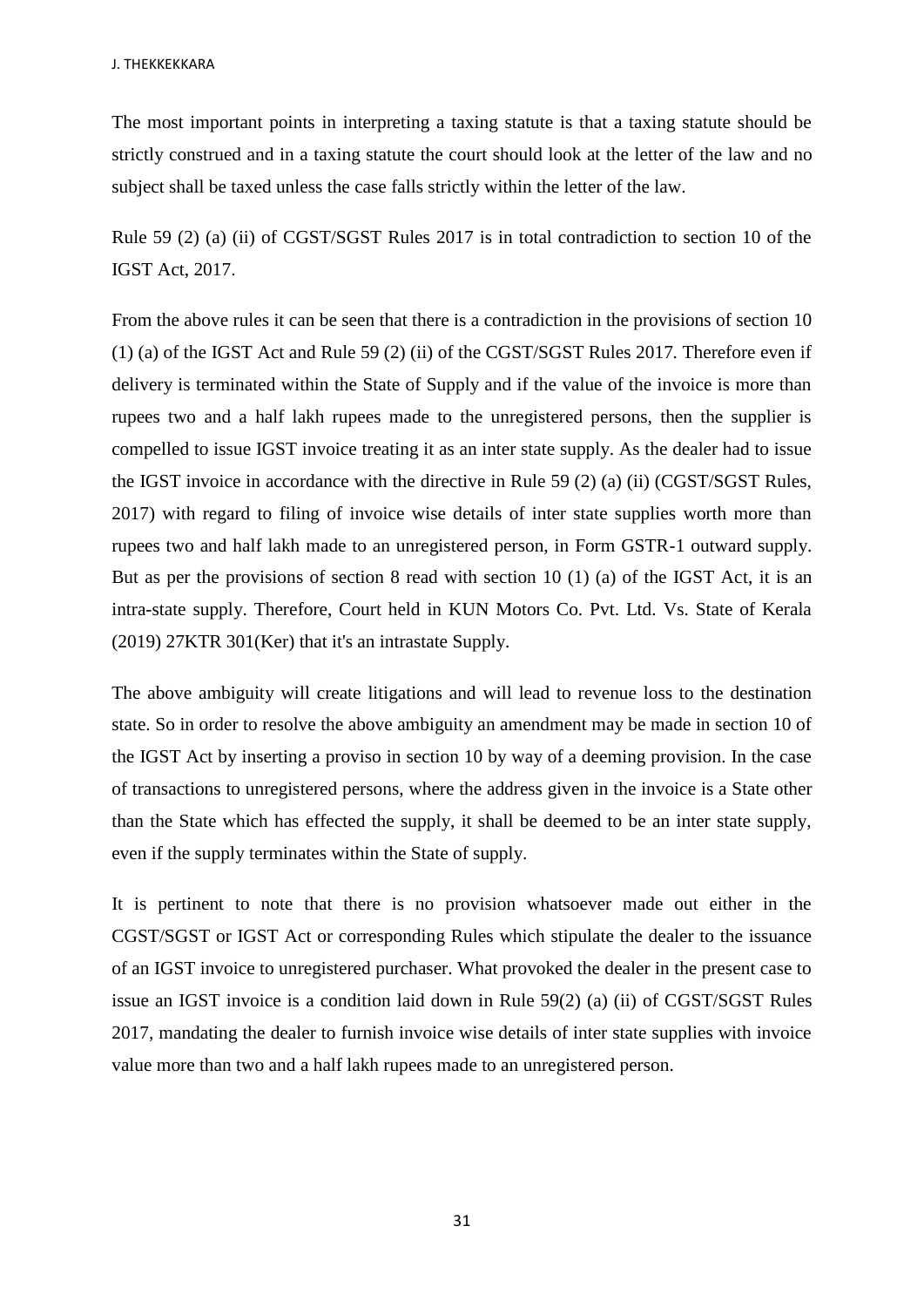The most important points in interpreting a taxing statute is that a taxing statute should be strictly construed and in a taxing statute the court should look at the letter of the law and no subject shall be taxed unless the case falls strictly within the letter of the law.

Rule 59 (2) (a) (ii) of CGST/SGST Rules 2017 is in total contradiction to section 10 of the IGST Act, 2017.

From the above rules it can be seen that there is a contradiction in the provisions of section 10 (1) (a) of the IGST Act and Rule 59 (2) (ii) of the CGST/SGST Rules 2017. Therefore even if delivery is terminated within the State of Supply and if the value of the invoice is more than rupees two and a half lakh rupees made to the unregistered persons, then the supplier is compelled to issue IGST invoice treating it as an inter state supply. As the dealer had to issue the IGST invoice in accordance with the directive in Rule 59 (2) (a) (ii) (CGST/SGST Rules, 2017) with regard to filing of invoice wise details of inter state supplies worth more than rupees two and half lakh made to an unregistered person, in Form GSTR-1 outward supply. But as per the provisions of section 8 read with section 10 (1) (a) of the IGST Act, it is an intra-state supply. Therefore, Court held in KUN Motors Co. Pvt. Ltd. Vs. State of Kerala (2019) 27KTR 301(Ker) that it's an intrastate Supply.

The above ambiguity will create litigations and will lead to revenue loss to the destination state. So in order to resolve the above ambiguity an amendment may be made in section 10 of the IGST Act by inserting a proviso in section 10 by way of a deeming provision. In the case of transactions to unregistered persons, where the address given in the invoice is a State other than the State which has effected the supply, it shall be deemed to be an inter state supply, even if the supply terminates within the State of supply.

It is pertinent to note that there is no provision whatsoever made out either in the CGST/SGST or IGST Act or corresponding Rules which stipulate the dealer to the issuance of an IGST invoice to unregistered purchaser. What provoked the dealer in the present case to issue an IGST invoice is a condition laid down in Rule 59(2) (a) (ii) of CGST/SGST Rules 2017, mandating the dealer to furnish invoice wise details of inter state supplies with invoice value more than two and a half lakh rupees made to an unregistered person.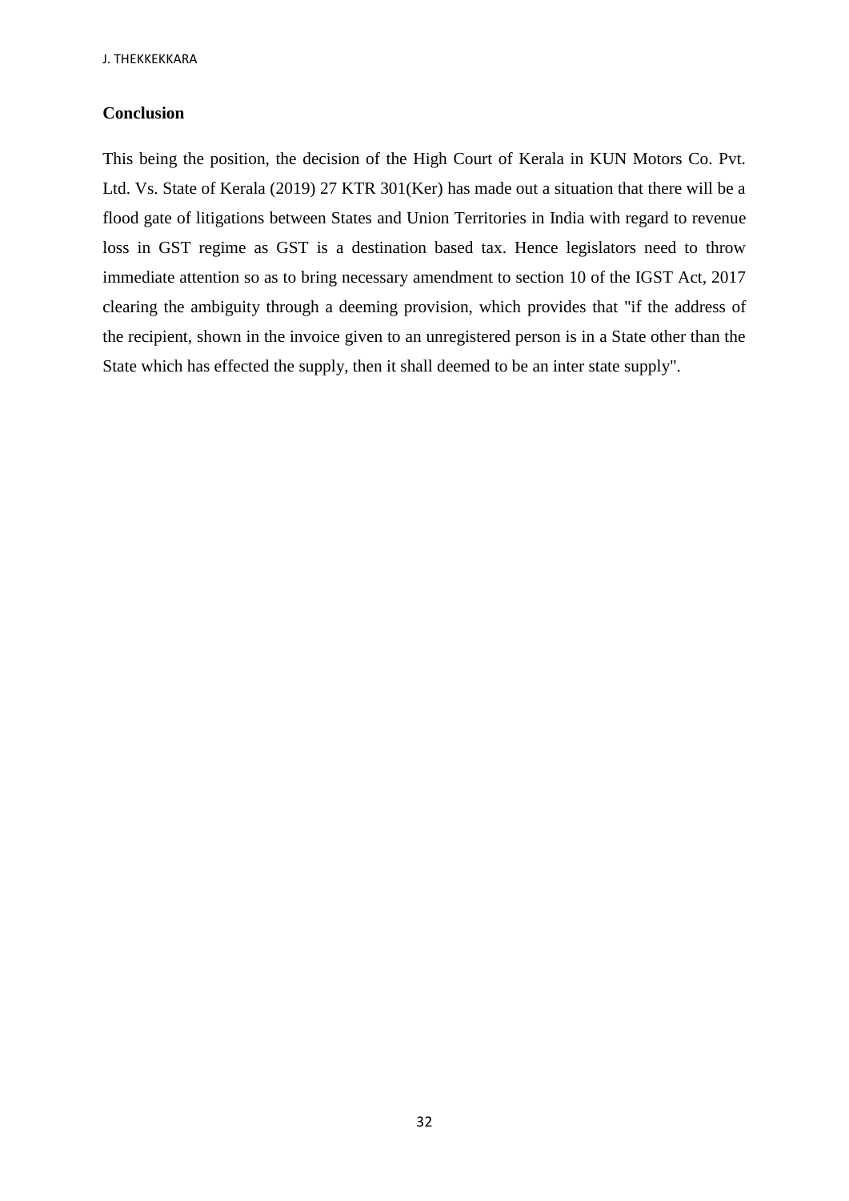## Conclusion

This being the position, the decision of the High Court of Kerala in KUN Motors Co. Pvt. Ltd. Vs. State of Kerala (2019) 27 KTR 301(Ker) has made out a situation that there will be a flood gate of litigations between States and Union Territories in India with regard to revenue loss in GST regime as GST is a destination based tax. Hence legislators need to throw immediate attention so as to bring necessary amendment to section 10 of the IGST Act, 2017 clearing the ambiguity through a deeming provision, which provides that "if the address of the recipient, shown in the invoice given to an unregistered person is in a State other than the State which has effected the supply, then it shall deemed to be an inter state supply".